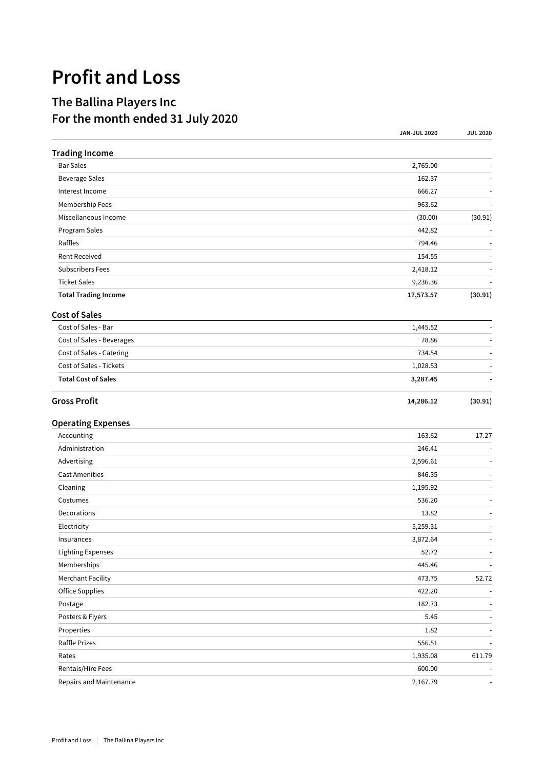# Profit and Loss

## The Ballina Players Inc
## For the month ended 31 July 2020

| | JAN-JUL 2020 | JUL 2020 |
|---|---|---|
| **Trading Income** | | |
| Bar Sales | 2,765.00 | - |
| Beverage Sales | 162.37 | - |
| Interest Income | 666.27 | - |
| Membership Fees | 963.62 | - |
| Miscellaneous Income | (30.00) | (30.91) |
| Program Sales | 442.82 | - |
| Raffles | 794.46 | - |
| Rent Received | 154.55 | - |
| Subscribers Fees | 2,418.12 | - |
| Ticket Sales | 9,236.36 | - |
| **Total Trading Income** | **17,573.57** | **(30.91)** |
| **Cost of Sales** | | |
| Cost of Sales - Bar | 1,445.52 | - |
| Cost of Sales - Beverages | 78.86 | - |
| Cost of Sales - Catering | 734.54 | - |
| Cost of Sales - Tickets | 1,028.53 | - |
| **Total Cost of Sales** | **3,287.45** | **-** |
| **Gross Profit** | **14,286.12** | **(30.91)** |
| **Operating Expenses** | | |
| Accounting | 163.62 | 17.27 |
| Administration | 246.41 | - |
| Advertising | 2,596.61 | - |
| Cast Amenities | 846.35 | - |
| Cleaning | 1,195.92 | - |
| Costumes | 536.20 | - |
| Decorations | 13.82 | - |
| Electricity | 5,259.31 | - |
| Insurances | 3,872.64 | - |
| Lighting Expenses | 52.72 | - |
| Memberships | 445.46 | - |
| Merchant Facility | 473.75 | 52.72 |
| Office Supplies | 422.20 | - |
| Postage | 182.73 | - |
| Posters & Flyers | 5.45 | - |
| Properties | 1.82 | - |
| Raffle Prizes | 556.51 | - |
| Rates | 1,935.08 | 611.79 |
| Rentals/Hire Fees | 600.00 | - |
| Repairs and Maintenance | 2,167.79 | - |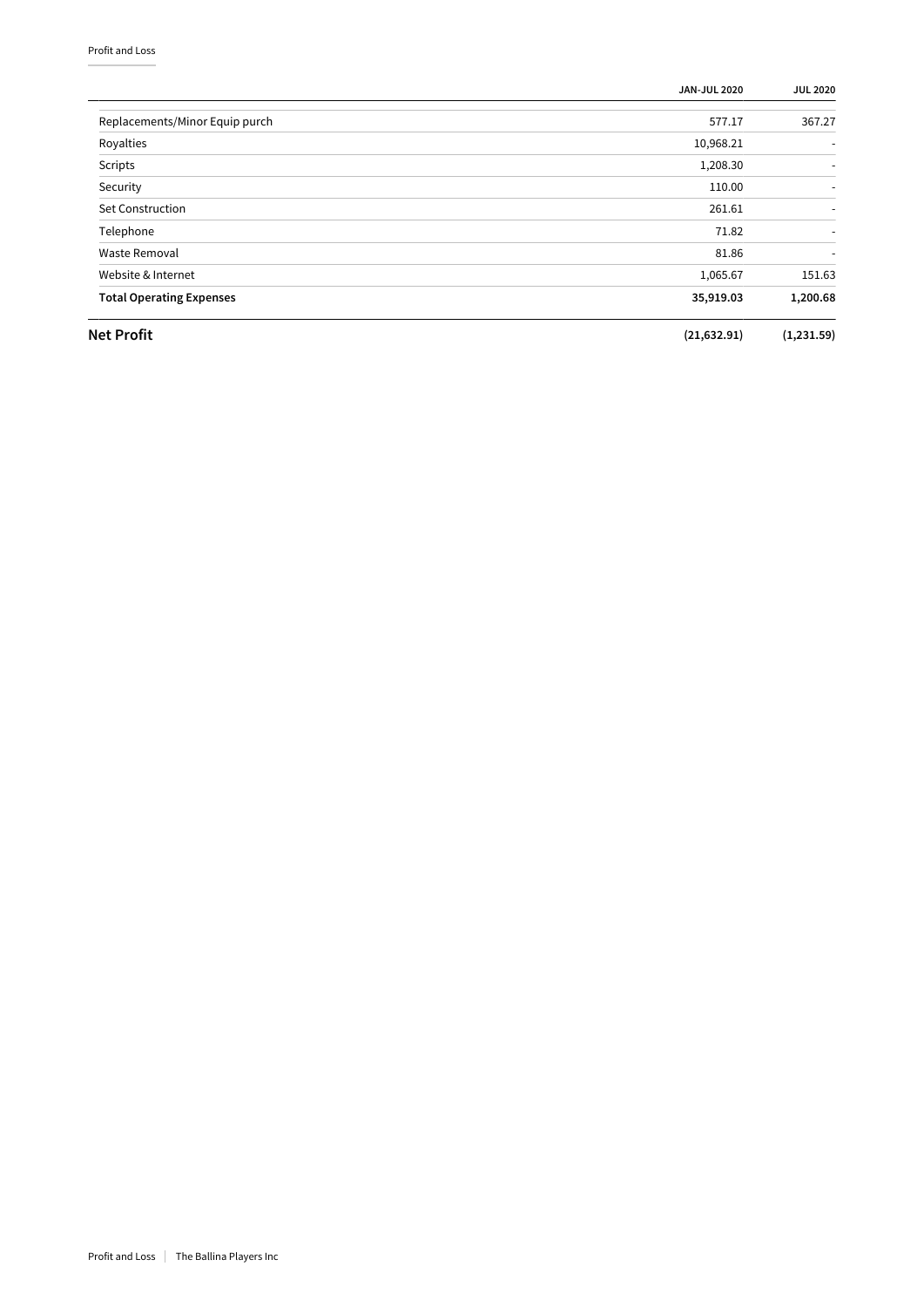| | JAN-JUL 2020 | JUL 2020 |
|---|---|---|
| Replacements/Minor Equip purch | 577.17 | 367.27 |
| Royalties | 10,968.21 | - |
| Scripts | 1,208.30 | - |
| Security | 110.00 | - |
| Set Construction | 261.61 | - |
| Telephone | 71.82 | - |
| Waste Removal | 81.86 | - |
| Website & Internet | 1,065.67 | 151.63 |
| **Total Operating Expenses** | **35,919.03** | **1,200.68** |
| **Net Profit** | **(21,632.91)** | **(1,231.59)** |